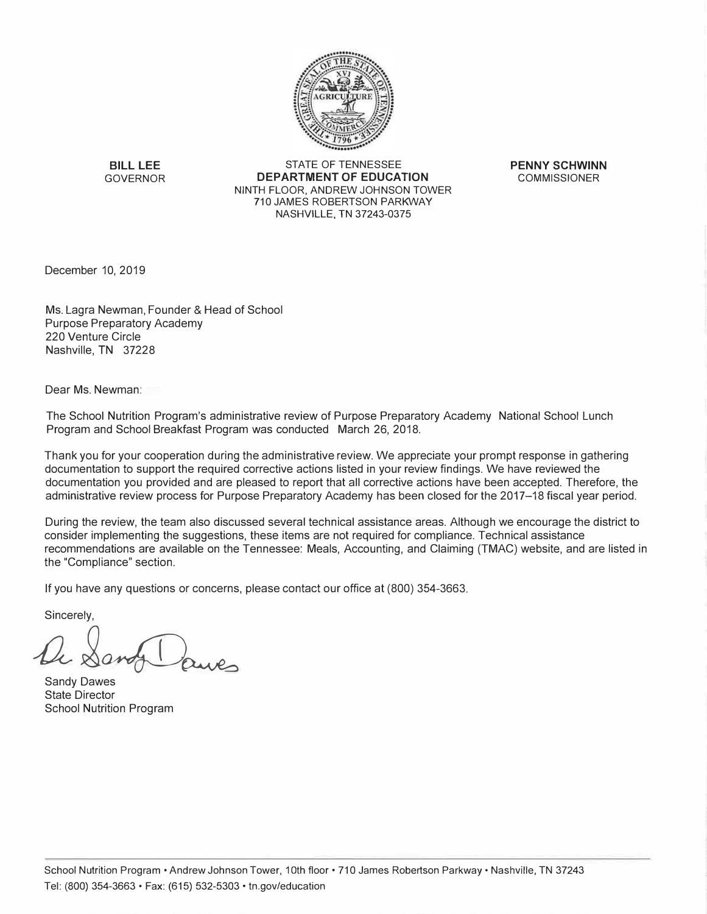**BILL LEE**
GOVERNOR

STATE OF TENNESSEE
**DEPARTMENT OF EDUCATION**
NINTH FLOOR, ANDREW JOHNSON TOWER
710 JAMES ROBERTSON PARKWAY
NASHVILLE, TN 37243-0375

**PENNY SCHWINN**
COMMISSIONER

December 10, 2019

Ms. Lagra Newman, Founder & Head of School
Purpose Preparatory Academy
220 Venture Circle
Nashville, TN 37228

Dear Ms. Newman:

The School Nutrition Program's administrative review of Purpose Preparatory Academy National School Lunch Program and School Breakfast Program was conducted March 26, 2018.

Thank you for your cooperation during the administrative review. We appreciate your prompt response in gathering documentation to support the required corrective actions listed in your review findings. We have reviewed the documentation you provided and are pleased to report that all corrective actions have been accepted. Therefore, the administrative review process for Purpose Preparatory Academy has been closed for the 2017–18 fiscal year period.

During the review, the team also discussed several technical assistance areas. Although we encourage the district to consider implementing the suggestions, these items are not required for compliance. Technical assistance recommendations are available on the Tennessee: Meals, Accounting, and Claiming (TMAC) website, and are listed in the "Compliance" section.

If you have any questions or concerns, please contact our office at (800) 354-3663.

Sincerely,

Sandy Dawes
State Director
School Nutrition Program

School Nutrition Program • Andrew Johnson Tower, 10th floor • 710 James Robertson Parkway • Nashville, TN 37243
Tel: (800) 354-3663 • Fax: (615) 532-5303 • tn.gov/education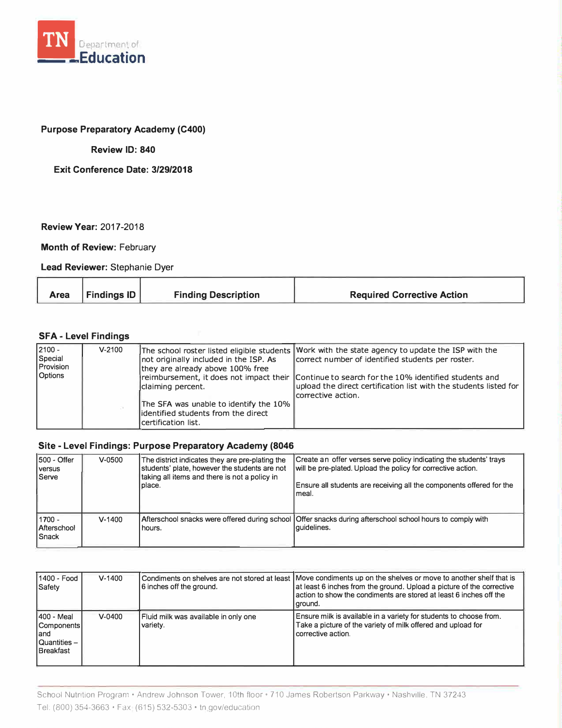**TN Department of Education**

**Purpose Preparatory Academy (C400)**

**Review ID: 840**

**Exit Conference Date: 3/29/2018**

**Review Year:** 2017-2018

**Month of Review:** February

**Lead Reviewer:** Stephanie Dyer

| Area | Findings ID | Finding Description | Required Corrective Action |
|---|---|---|---|
| **SFA - Level Findings** | | | |
| 2100 - Special Provision Options | V-2100 | The school roster listed eligible students not originally included in the ISP. As they are already above 100% free reimbursement, it does not impact their claiming percent.<br><br>The SFA was unable to identify the 10% identified students from the direct certification list. | Work with the state agency to update the ISP with the correct number of identified students per roster.<br><br>Continue to search for the 10% identified students and upload the direct certification list with the students listed for corrective action. |
| **Site - Level Findings: Purpose Preparatory Academy (8046** | | | |
| 500 - Offer versus Serve | V-0500 | The district indicates they are pre-plating the students' plate, however the students are not taking all items and there is not a policy in place. | Create an offer verses serve policy indicating the students' trays will be pre-plated. Upload the policy for corrective action.<br><br>Ensure all students are receiving all the components offered for the meal. |
| 1700 - Afterschool Snack | V-1400 | Afterschool snacks were offered during school hours. | Offer snacks during afterschool school hours to comply with guidelines. |
| 1400 - Food Safety | V-1400 | Condiments on shelves are not stored at least 6 inches off the ground. | Move condiments up on the shelves or move to another shelf that is at least 6 inches from the ground. Upload a picture of the corrective action to show the condiments are stored at least 6 inches off the ground. |
| 400 - Meal Components and Quantities – Breakfast | V-0400 | Fluid milk was available in only one variety. | Ensure milk is available in a variety for students to choose from. Take a picture of the variety of milk offered and upload for corrective action. |

School Nutrition Program • Andrew Johnson Tower, 10th floor • 710 James Robertson Parkway • Nashville, TN 37243
Tel. (800) 354-3663 • Fax: (615) 532-5303 • tn.gov/education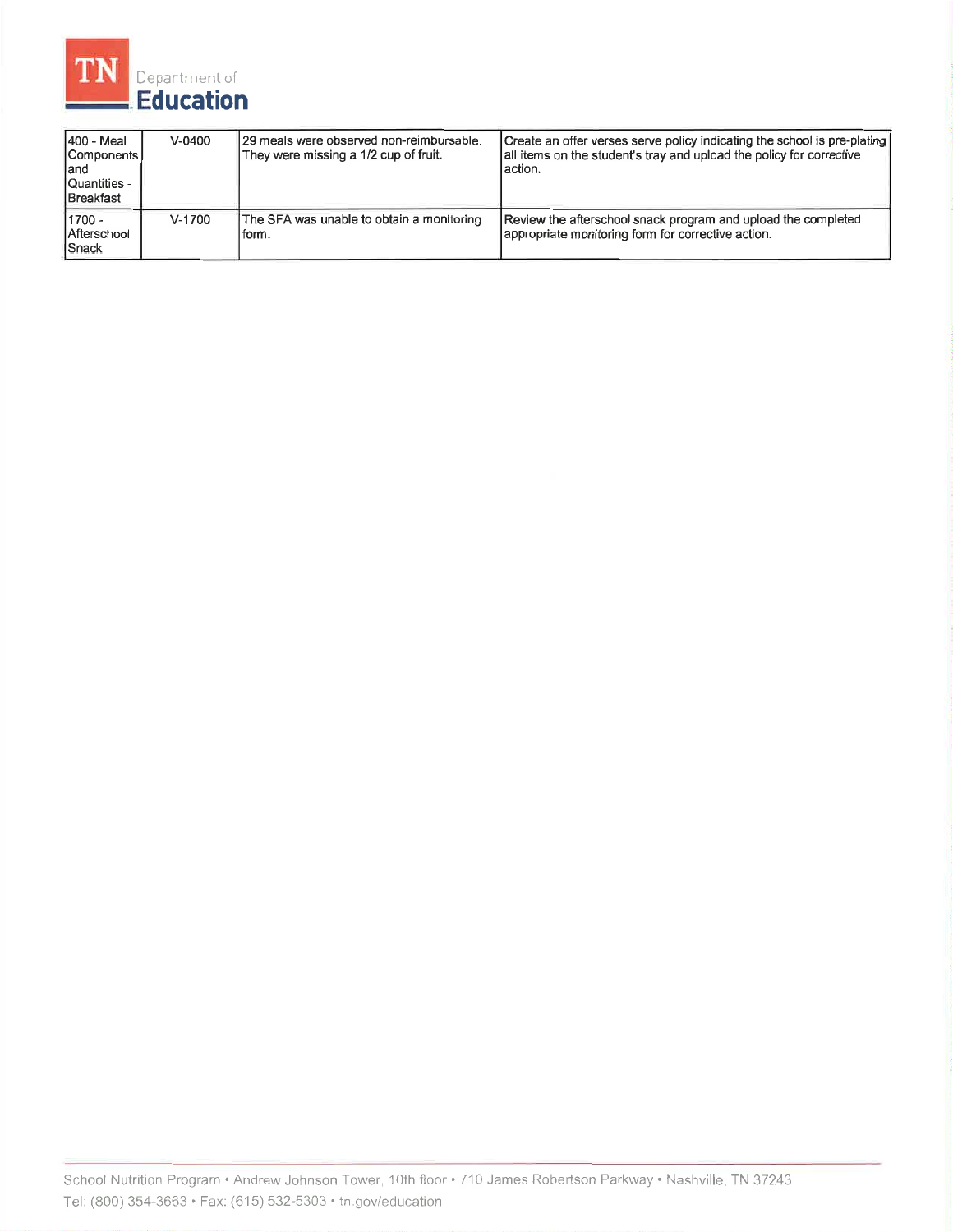| | | | |
|---|---|---|---|
| 400 - Meal Components and Quantities - Breakfast | V-0400 | 29 meals were observed non-reimbursable. They were missing a 1/2 cup of fruit. | Create an offer verses serve policy indicating the school is pre-plating all items on the student's tray and upload the policy for corrective action. |
| 1700 - Afterschool Snack | V-1700 | The SFA was unable to obtain a monitoring form. | Review the afterschool snack program and upload the completed appropriate monitoring form for corrective action. |